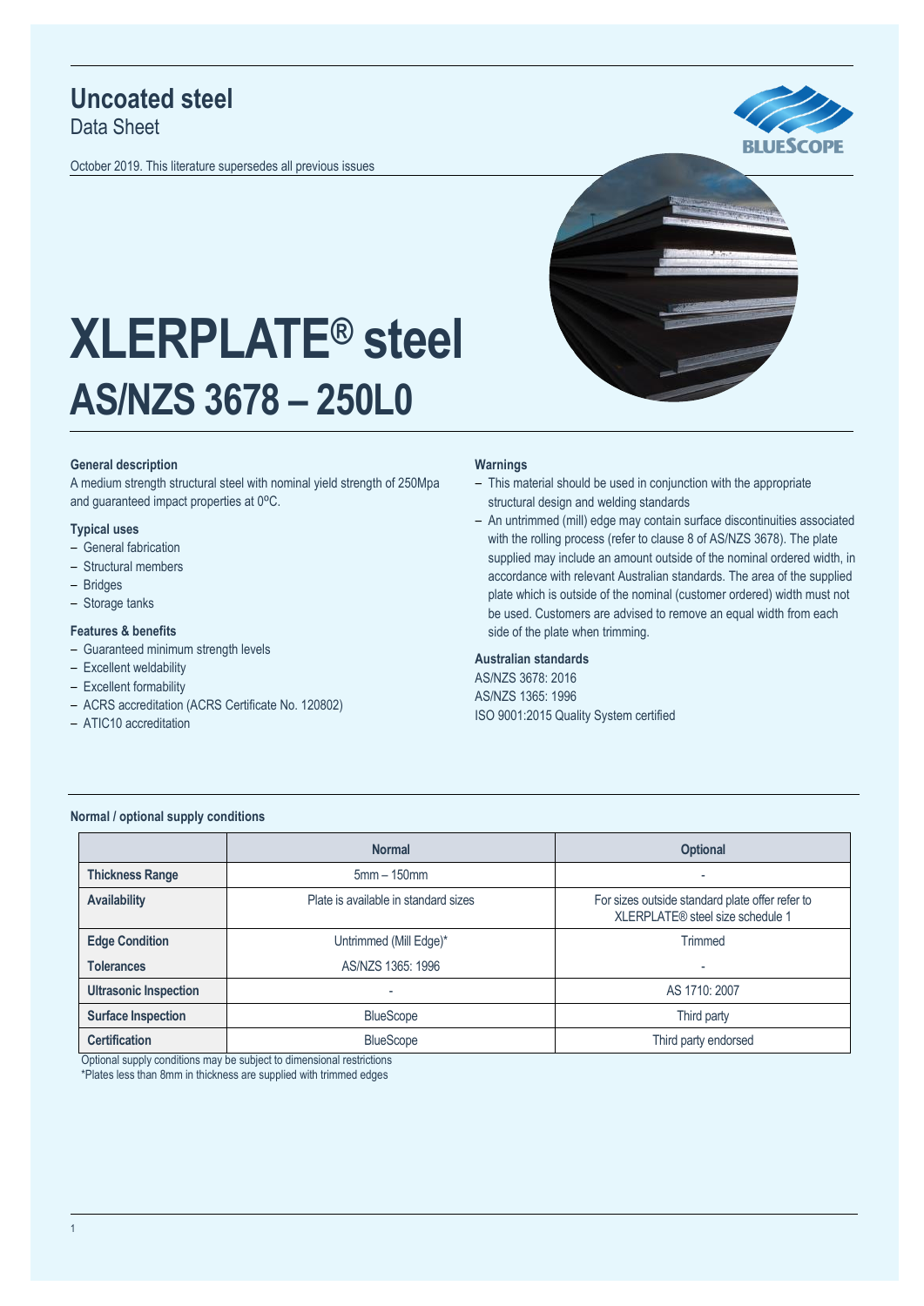# Uncoated steel

Data Sheet

October 2019. This literature supersedes all previous issues

# XLERPLATE® steel

## AS/NZS 3678 – 250L0

### General description

A medium strength structural steel with nominal yield strength of 250Mpa and guaranteed impact properties at 0ºC.

### Typical uses

- General fabrication
- Structural members
- Bridges
- Storage tanks

### Features & benefits

- Guaranteed minimum strength levels
- Excellent weldability
- Excellent formability
- ACRS accreditation (ACRS Certificate No. 120802)
- ATIC10 accreditation

### Warnings

- This material should be used in conjunction with the appropriate structural design and welding standards
- An untrimmed (mill) edge may contain surface discontinuities associated with the rolling process (refer to clause 8 of AS/NZS 3678). The plate supplied may include an amount outside of the nominal ordered width, in accordance with relevant Australian standards. The area of the supplied plate which is outside of the nominal (customer ordered) width must not be used. Customers are advised to remove an equal width from each side of the plate when trimming.

### Australian standards

AS/NZS 3678: 2016
AS/NZS 1365: 1996
ISO 9001:2015 Quality System certified

### Normal / optional supply conditions

| | Normal | Optional |
|---|---|---|
| **Thickness Range** | 5mm – 150mm | - |
| **Availability** | Plate is available in standard sizes | For sizes outside standard plate offer refer to XLERPLATE® steel size schedule 1 |
| **Edge Condition** | Untrimmed (Mill Edge)* | Trimmed |
| **Tolerances** | AS/NZS 1365: 1996 | - |
| **Ultrasonic Inspection** | - | AS 1710: 2007 |
| **Surface Inspection** | BlueScope | Third party |
| **Certification** | BlueScope | Third party endorsed |

Optional supply conditions may be subject to dimensional restrictions
*Plates less than 8mm in thickness are supplied with trimmed edges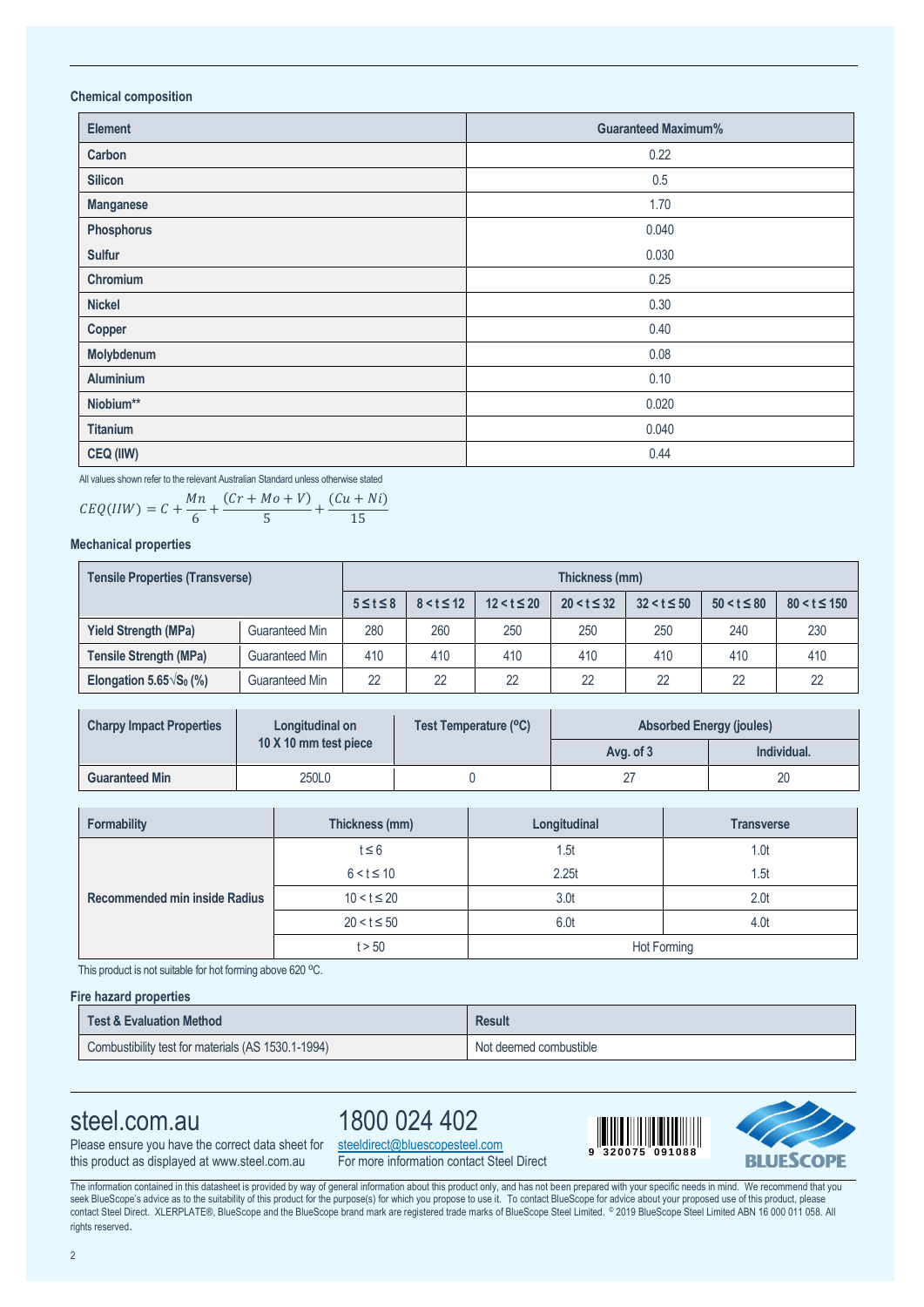### Chemical composition

| Element | Guaranteed Maximum% |
|---|---|
| Carbon | 0.22 |
| Silicon | 0.5 |
| Manganese | 1.70 |
| Phosphorus | 0.040 |
| Sulfur | 0.030 |
| Chromium | 0.25 |
| Nickel | 0.30 |
| Copper | 0.40 |
| Molybdenum | 0.08 |
| Aluminium | 0.10 |
| Niobium** | 0.020 |
| Titanium | 0.040 |
| CEQ (IIW) | 0.44 |

All values shown refer to the relevant Australian Standard unless otherwise stated

$$CEQ(IIW) = C + \frac{Mn}{6} + \frac{(Cr + Mo + V)}{5} + \frac{(Cu + Ni)}{15}$$

### Mechanical properties

| Tensile Properties (Transverse) | | Thickness (mm) | | | | | | |
|---|---|---|---|---|---|---|---|---|
| | | $5 \le t \le 8$ | $8 < t \le 12$ | $12 < t \le 20$ | $20 < t \le 32$ | $32 < t \le 50$ | $50 < t \le 80$ | $80 < t \le 150$ |
| Yield Strength (MPa) | Guaranteed Min | 280 | 260 | 250 | 250 | 250 | 240 | 230 |
| Tensile Strength (MPa) | Guaranteed Min | 410 | 410 | 410 | 410 | 410 | 410 | 410 |
| Elongation $5.65\sqrt{S_0}$ (%) | Guaranteed Min | 22 | 22 | 22 | 22 | 22 | 22 | 22 |

| Charpy Impact Properties | Longitudinal on 10 X 10 mm test piece | Test Temperature (ºC) | Absorbed Energy (joules) | |
|---|---|---|---|---|
| | | | Avg. of 3 | Individual. |
| Guaranteed Min | 250L0 | 0 | 27 | 20 |

| Formability | Thickness (mm) | Longitudinal | Transverse |
|---|---|---|---|
| Recommended min inside Radius | $t \le 6$ | 1.5t | 1.0t |
| | $6 < t \le 10$ | 2.25t | 1.5t |
| | $10 < t \le 20$ | 3.0t | 2.0t |
| | $20 < t \le 50$ | 6.0t | 4.0t |
| | $t > 50$ | Hot Forming | |

This product is not suitable for hot forming above 620 ºC.

### Fire hazard properties

| Test & Evaluation Method | Result |
|---|---|
| Combustibility test for materials (AS 1530.1-1994) | Not deemed combustible |

**steel.com.au**

Please ensure you have the correct data sheet for this product as displayed at www.steel.com.au

**1800 024 402**

steeldirect@bluescopesteel.com

For more information contact Steel Direct

9 320075 091088

BLUESCOPE

The information contained in this datasheet is provided by way of general information about this product only, and has not been prepared with your specific needs in mind. We recommend that you seek BlueScope's advice as to the suitability of this product for the purpose(s) for which you propose to use it. To contact BlueScope for advice about your proposed use of this product, please contact Steel Direct. XLERPLATE®, BlueScope and the BlueScope brand mark are registered trade marks of BlueScope Steel Limited. © 2019 BlueScope Steel Limited ABN 16 000 011 058. All rights reserved.